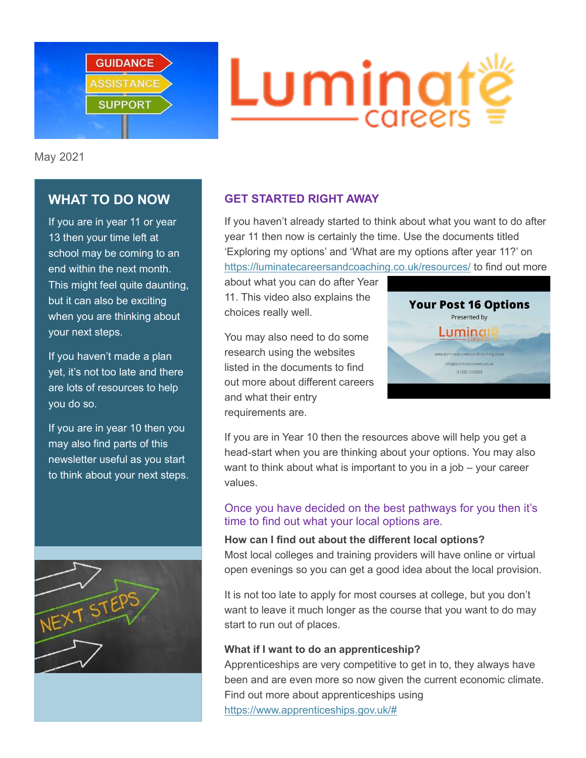May 2021

## WHAT TO DO NOW

If you are in year 11 or year 13 then your time left at school may be coming to an end within the next month. This might feel quite daunting, but it can also be exciting when you are thinking about your next steps.

If you haven't made a plan yet, it's not too late and there are lots of resources to help you do so.

If you are in year 10 then you may also find parts of this newsletter useful as you start to think about your next steps.

## GET STARTED RIGHT AWAY

If you haven't already started to think about what you want to do after year 11 then now is certainly the time. Use the documents titled 'Exploring my options' and 'What are my options after year 11?' on https://luminatecareersandcoaching.co.uk/resources/ to find out more about what you can do after Year 11. This video also explains the choices really well.

You may also need to do some research using the websites listed in the documents to find out more about different careers and what their entry requirements are.

If you are in Year 10 then the resources above will help you get a head-start when you are thinking about your options. You may also want to think about what is important to you in a job – your career values.

### Once you have decided on the best pathways for you then it's time to find out what your local options are.

**How can I find out about the different local options?**
Most local colleges and training providers will have online or virtual open evenings so you can get a good idea about the local provision.

It is not too late to apply for most courses at college, but you don't want to leave it much longer as the course that you want to do may start to run out of places.

**What if I want to do an apprenticeship?**
Apprenticeships are very competitive to get in to, they always have been and are even more so now given the current economic climate. Find out more about apprenticeships using https://www.apprenticeships.gov.uk/#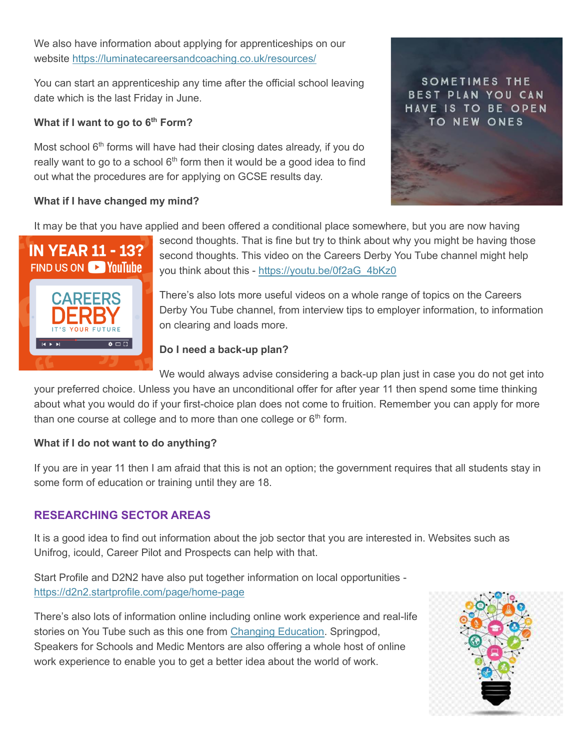We also have information about applying for apprenticeships on our website https://luminatecareersandcoaching.co.uk/resources/

You can start an apprenticeship any time after the official school leaving date which is the last Friday in June.

**What if I want to go to 6th Form?**

Most school 6th forms will have had their closing dates already, if you do really want to go to a school 6th form then it would be a good idea to find out what the procedures are for applying on GCSE results day.

**What if I have changed my mind?**

It may be that you have applied and been offered a conditional place somewhere, but you are now having second thoughts. That is fine but try to think about why you might be having those second thoughts. This video on the Careers Derby You Tube channel might help you think about this - https://youtu.be/0f2aG_4bKz0

There's also lots more useful videos on a whole range of topics on the Careers Derby You Tube channel, from interview tips to employer information, to information on clearing and loads more.

**Do I need a back-up plan?**

We would always advise considering a back-up plan just in case you do not get into your preferred choice. Unless you have an unconditional offer for after year 11 then spend some time thinking about what you would do if your first-choice plan does not come to fruition. Remember you can apply for more than one course at college and to more than one college or 6th form.

**What if I do not want to do anything?**

If you are in year 11 then I am afraid that this is not an option; the government requires that all students stay in some form of education or training until they are 18.

## RESEARCHING SECTOR AREAS

It is a good idea to find out information about the job sector that you are interested in. Websites such as Unifrog, icould, Career Pilot and Prospects can help with that.

Start Profile and D2N2 have also put together information on local opportunities - https://d2n2.startprofile.com/page/home-page

There's also lots of information online including online work experience and real-life stories on You Tube such as this one from Changing Education. Springpod, Speakers for Schools and Medic Mentors are also offering a whole host of online work experience to enable you to get a better idea about the world of work.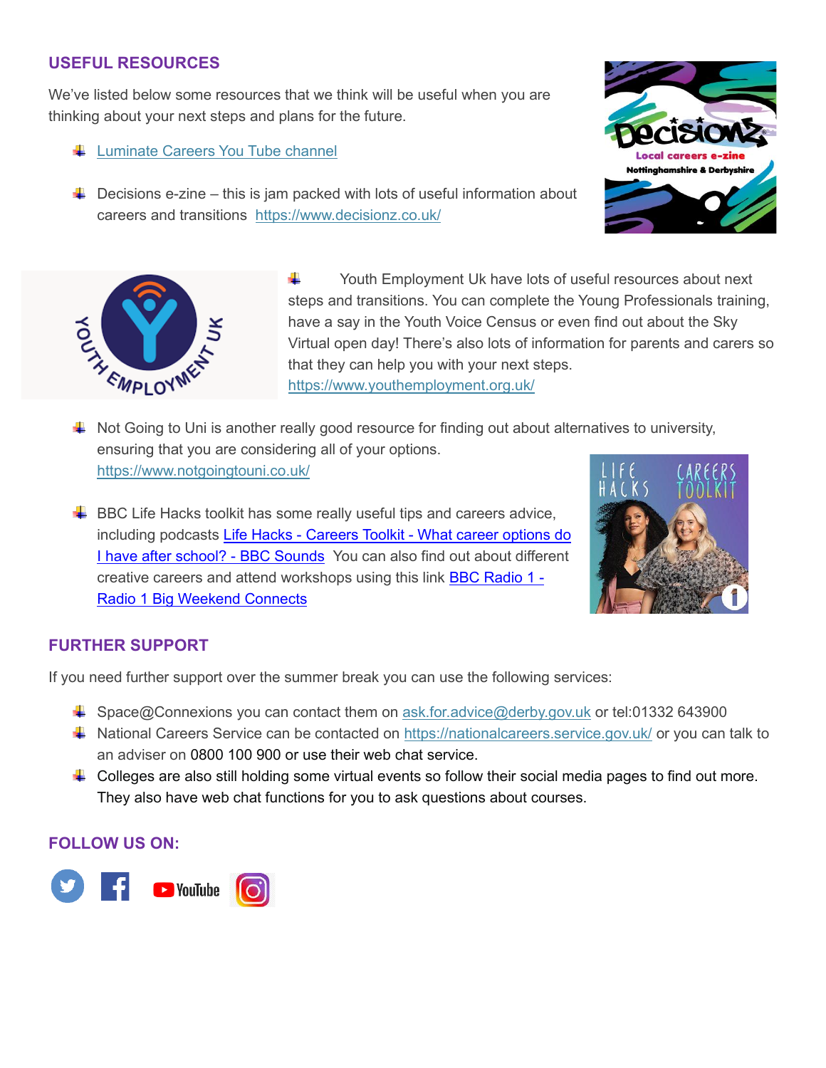## USEFUL RESOURCES

We've listed below some resources that we think will be useful when you are thinking about your next steps and plans for the future.

- Luminate Careers You Tube channel
- Decisions e-zine – this is jam packed with lots of useful information about careers and transitions https://www.decisionz.co.uk/
- Youth Employment Uk have lots of useful resources about next steps and transitions. You can complete the Young Professionals training, have a say in the Youth Voice Census or even find out about the Sky Virtual open day! There's also lots of information for parents and carers so that they can help you with your next steps. https://www.youthemployment.org.uk/
- Not Going to Uni is another really good resource for finding out about alternatives to university, ensuring that you are considering all of your options. https://www.notgoingtouni.co.uk/
- BBC Life Hacks toolkit has some really useful tips and careers advice, including podcasts Life Hacks - Careers Toolkit - What career options do I have after school? - BBC Sounds You can also find out about different creative careers and attend workshops using this link BBC Radio 1 - Radio 1 Big Weekend Connects

## FURTHER SUPPORT

If you need further support over the summer break you can use the following services:

- Space@Connexions you can contact them on ask.for.advice@derby.gov.uk or tel:01332 643900
- National Careers Service can be contacted on https://nationalcareers.service.gov.uk/ or you can talk to an adviser on 0800 100 900 or use their web chat service.
- Colleges are also still holding some virtual events so follow their social media pages to find out more. They also have web chat functions for you to ask questions about courses.

## FOLLOW US ON: